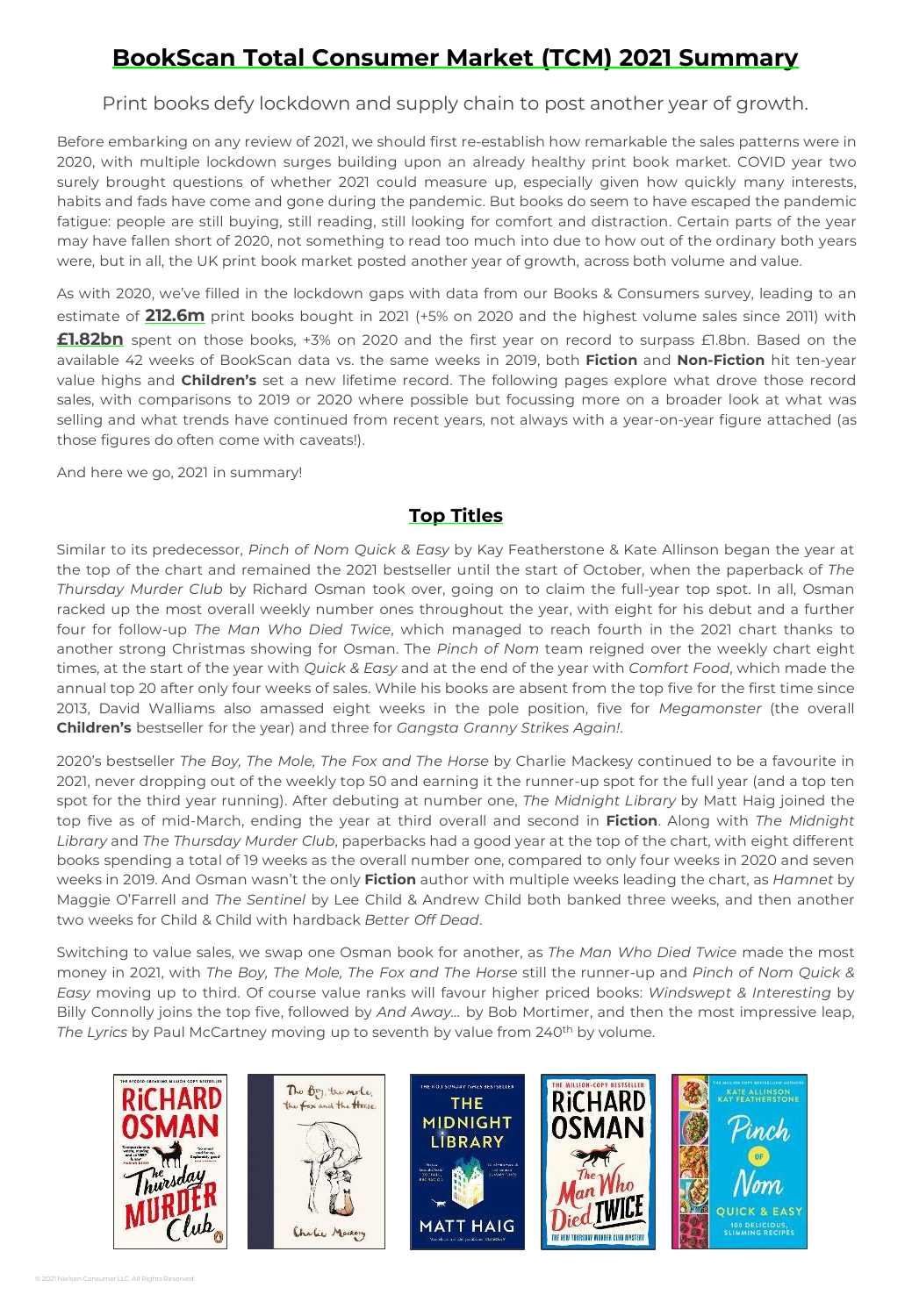# BookScan Total Consumer Market (TCM) 2021 Summary

Print books defy lockdown and supply chain to post another year of growth.

Before embarking on any review of 2021, we should first re-establish how remarkable the sales patterns were in 2020, with multiple lockdown surges building upon an already healthy print book market. COVID year two surely brought questions of whether 2021 could measure up, especially given how quickly many interests, habits and fads have come and gone during the pandemic. But books do seem to have escaped the pandemic fatigue: people are still buying, still reading, still looking for comfort and distraction. Certain parts of the year may have fallen short of 2020, not something to read too much into due to how out of the ordinary both years were, but in all, the UK print book market posted another year of growth, across both volume and value.

As with 2020, we've filled in the lockdown gaps with data from our Books & Consumers survey, leading to an estimate of **212.6m** print books bought in 2021 (+5% on 2020 and the highest volume sales since 2011) with **£1.82bn** spent on those books, +3% on 2020 and the first year on record to surpass £1.8bn. Based on the available 42 weeks of BookScan data vs. the same weeks in 2019, both **Fiction** and **Non-Fiction** hit ten-year value highs and **Children's** set a new lifetime record. The following pages explore what drove those record sales, with comparisons to 2019 or 2020 where possible but focussing more on a broader look at what was selling and what trends have continued from recent years, not always with a year-on-year figure attached (as those figures do often come with caveats!).

And here we go, 2021 in summary!

## Top Titles

Similar to its predecessor, *Pinch of Nom Quick & Easy* by Kay Featherstone & Kate Allinson began the year at the top of the chart and remained the 2021 bestseller until the start of October, when the paperback of *The Thursday Murder Club* by Richard Osman took over, going on to claim the full-year top spot. In all, Osman racked up the most overall weekly number ones throughout the year, with eight for his debut and a further four for follow-up *The Man Who Died Twice*, which managed to reach fourth in the 2021 chart thanks to another strong Christmas showing for Osman. The *Pinch of Nom* team reigned over the weekly chart eight times, at the start of the year with *Quick & Easy* and at the end of the year with *Comfort Food*, which made the annual top 20 after only four weeks of sales. While his books are absent from the top five for the first time since 2013, David Walliams also amassed eight weeks in the pole position, five for *Megamonster* (the overall **Children's** bestseller for the year) and three for *Gangsta Granny Strikes Again!*.

2020's bestseller *The Boy, The Mole, The Fox and The Horse* by Charlie Mackesy continued to be a favourite in 2021, never dropping out of the weekly top 50 and earning it the runner-up spot for the full year (and a top ten spot for the third year running). After debuting at number one, *The Midnight Library* by Matt Haig joined the top five as of mid-March, ending the year at third overall and second in **Fiction**. Along with *The Midnight Library* and *The Thursday Murder Club*, paperbacks had a good year at the top of the chart, with eight different books spending a total of 19 weeks as the overall number one, compared to only four weeks in 2020 and seven weeks in 2019. And Osman wasn't the only **Fiction** author with multiple weeks leading the chart, as *Hamnet* by Maggie O'Farrell and *The Sentinel* by Lee Child & Andrew Child both banked three weeks, and then another two weeks for Child & Child with hardback *Better Off Dead*.

Switching to value sales, we swap one Osman book for another, as *The Man Who Died Twice* made the most money in 2021, with *The Boy, The Mole, The Fox and The Horse* still the runner-up and *Pinch of Nom Quick & Easy* moving up to third. Of course value ranks will favour higher priced books: *Windswept & Interesting* by Billy Connolly joins the top five, followed by *And Away...* by Bob Mortimer, and then the most impressive leap, *The Lyrics* by Paul McCartney moving up to seventh by value from 240th by volume.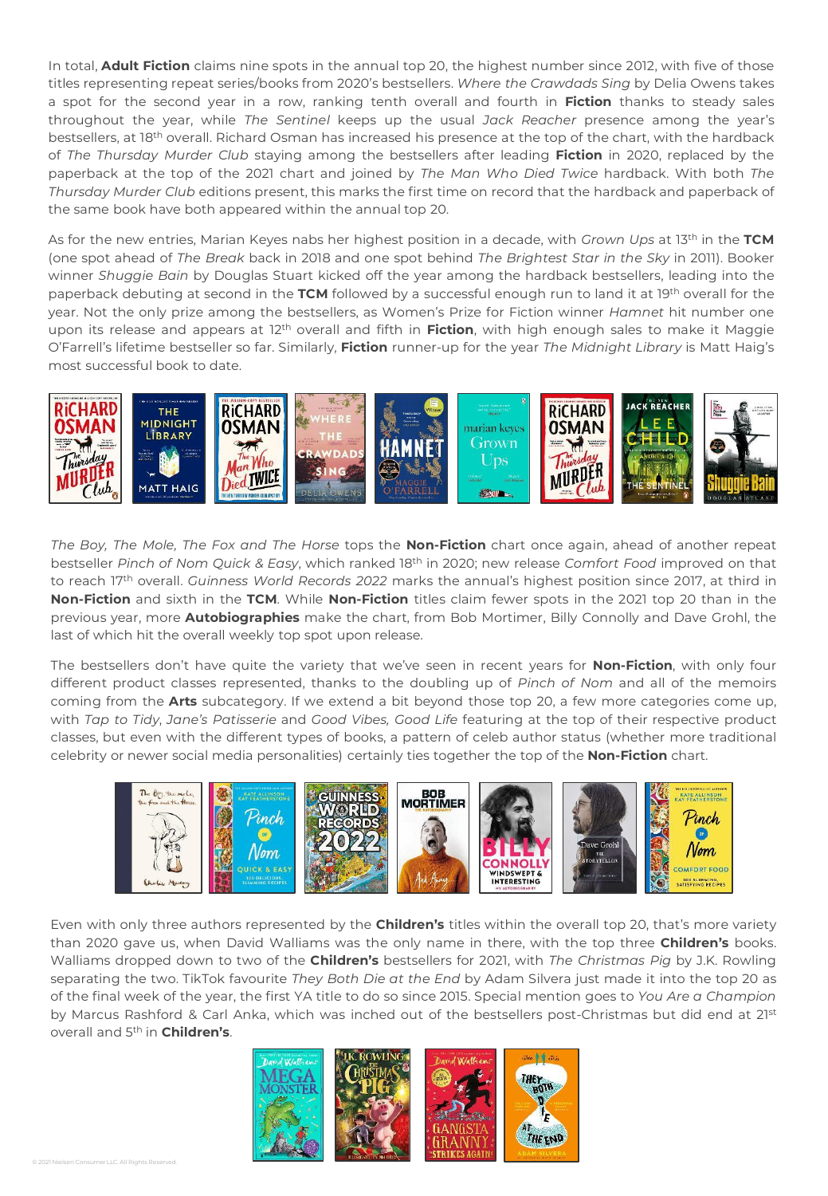In total, **Adult Fiction** claims nine spots in the annual top 20, the highest number since 2012, with five of those titles representing repeat series/books from 2020's bestsellers. *Where the Crawdads Sing* by Delia Owens takes a spot for the second year in a row, ranking tenth overall and fourth in **Fiction** thanks to steady sales throughout the year, while *The Sentinel* keeps up the usual *Jack Reacher* presence among the year's bestsellers, at 18th overall. Richard Osman has increased his presence at the top of the chart, with the hardback of *The Thursday Murder Club* staying among the bestsellers after leading **Fiction** in 2020, replaced by the paperback at the top of the 2021 chart and joined by *The Man Who Died Twice* hardback. With both *The Thursday Murder Club* editions present, this marks the first time on record that the hardback and paperback of the same book have both appeared within the annual top 20.

As for the new entries, Marian Keyes nabs her highest position in a decade, with *Grown Ups* at 13th in the **TCM** (one spot ahead of *The Break* back in 2018 and one spot behind *The Brightest Star in the Sky* in 2011). Booker winner *Shuggie Bain* by Douglas Stuart kicked off the year among the hardback bestsellers, leading into the paperback debuting at second in the **TCM** followed by a successful enough run to land it at 19th overall for the year. Not the only prize among the bestsellers, as Women's Prize for Fiction winner *Hamnet* hit number one upon its release and appears at 12th overall and fifth in **Fiction**, with high enough sales to make it Maggie O'Farrell's lifetime bestseller so far. Similarly, **Fiction** runner-up for the year *The Midnight Library* is Matt Haig's most successful book to date.

*The Boy, The Mole, The Fox and The Horse* tops the **Non-Fiction** chart once again, ahead of another repeat bestseller *Pinch of Nom Quick & Easy*, which ranked 18th in 2020; new release *Comfort Food* improved on that to reach 17th overall. *Guinness World Records 2022* marks the annual's highest position since 2017, at third in **Non-Fiction** and sixth in the **TCM**. While **Non-Fiction** titles claim fewer spots in the 2021 top 20 than in the previous year, more **Autobiographies** make the chart, from Bob Mortimer, Billy Connolly and Dave Grohl, the last of which hit the overall weekly top spot upon release.

The bestsellers don't have quite the variety that we've seen in recent years for **Non-Fiction**, with only four different product classes represented, thanks to the doubling up of *Pinch of Nom* and all of the memoirs coming from the **Arts** subcategory. If we extend a bit beyond those top 20, a few more categories come up, with *Tap to Tidy*, *Jane's Patisserie* and *Good Vibes, Good Life* featuring at the top of their respective product classes, but even with the different types of books, a pattern of celeb author status (whether more traditional celebrity or newer social media personalities) certainly ties together the top of the **Non-Fiction** chart.

Even with only three authors represented by the **Children's** titles within the overall top 20, that's more variety than 2020 gave us, when David Walliams was the only name in there, with the top three **Children's** books. Walliams dropped down to two of the **Children's** bestsellers for 2021, with *The Christmas Pig* by J.K. Rowling separating the two. TikTok favourite *They Both Die at the End* by Adam Silvera just made it into the top 20 as of the final week of the year, the first YA title to do so since 2015. Special mention goes to *You Are a Champion* by Marcus Rashford & Carl Anka, which was inched out of the bestsellers post-Christmas but did end at 21st overall and 5th in **Children's**.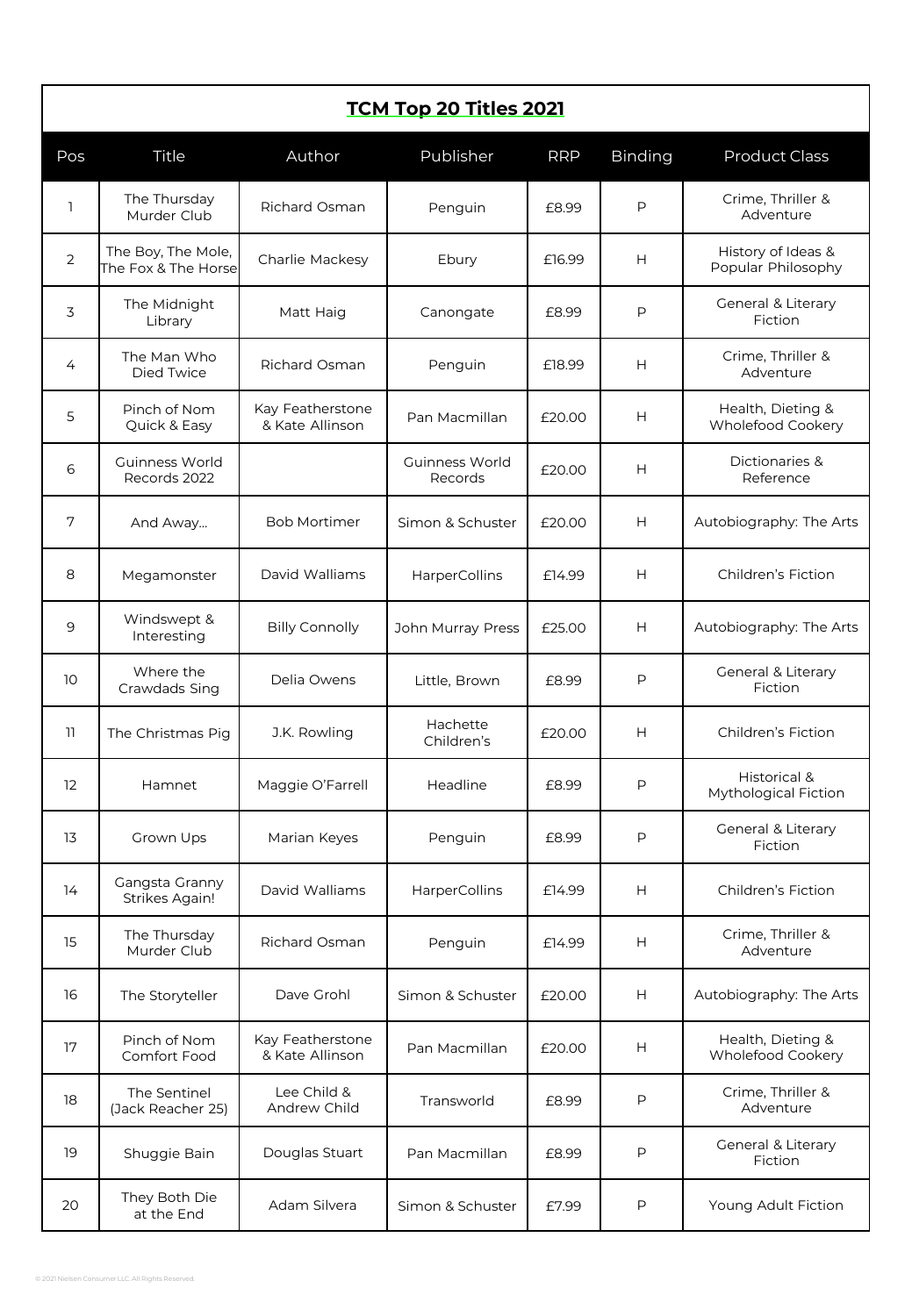## TCM Top 20 Titles 2021

| Pos | Title | Author | Publisher | RRP | Binding | Product Class |
|---|---|---|---|---|---|---|
| 1 | The Thursday Murder Club | Richard Osman | Penguin | £8.99 | P | Crime, Thriller & Adventure |
| 2 | The Boy, The Mole, The Fox & The Horse | Charlie Mackesy | Ebury | £16.99 | H | History of Ideas & Popular Philosophy |
| 3 | The Midnight Library | Matt Haig | Canongate | £8.99 | P | General & Literary Fiction |
| 4 | The Man Who Died Twice | Richard Osman | Penguin | £18.99 | H | Crime, Thriller & Adventure |
| 5 | Pinch of Nom Quick & Easy | Kay Featherstone & Kate Allinson | Pan Macmillan | £20.00 | H | Health, Dieting & Wholefood Cookery |
| 6 | Guinness World Records 2022 | | Guinness World Records | £20.00 | H | Dictionaries & Reference |
| 7 | And Away... | Bob Mortimer | Simon & Schuster | £20.00 | H | Autobiography: The Arts |
| 8 | Megamonster | David Walliams | HarperCollins | £14.99 | H | Children's Fiction |
| 9 | Windswept & Interesting | Billy Connolly | John Murray Press | £25.00 | H | Autobiography: The Arts |
| 10 | Where the Crawdads Sing | Delia Owens | Little, Brown | £8.99 | P | General & Literary Fiction |
| 11 | The Christmas Pig | J.K. Rowling | Hachette Children's | £20.00 | H | Children's Fiction |
| 12 | Hamnet | Maggie O'Farrell | Headline | £8.99 | P | Historical & Mythological Fiction |
| 13 | Grown Ups | Marian Keyes | Penguin | £8.99 | P | General & Literary Fiction |
| 14 | Gangsta Granny Strikes Again! | David Walliams | HarperCollins | £14.99 | H | Children's Fiction |
| 15 | The Thursday Murder Club | Richard Osman | Penguin | £14.99 | H | Crime, Thriller & Adventure |
| 16 | The Storyteller | Dave Grohl | Simon & Schuster | £20.00 | H | Autobiography: The Arts |
| 17 | Pinch of Nom Comfort Food | Kay Featherstone & Kate Allinson | Pan Macmillan | £20.00 | H | Health, Dieting & Wholefood Cookery |
| 18 | The Sentinel (Jack Reacher 25) | Lee Child & Andrew Child | Transworld | £8.99 | P | Crime, Thriller & Adventure |
| 19 | Shuggie Bain | Douglas Stuart | Pan Macmillan | £8.99 | P | General & Literary Fiction |
| 20 | They Both Die at the End | Adam Silvera | Simon & Schuster | £7.99 | P | Young Adult Fiction |

© 2021 Nielsen Consumer LLC. All Rights Reserved.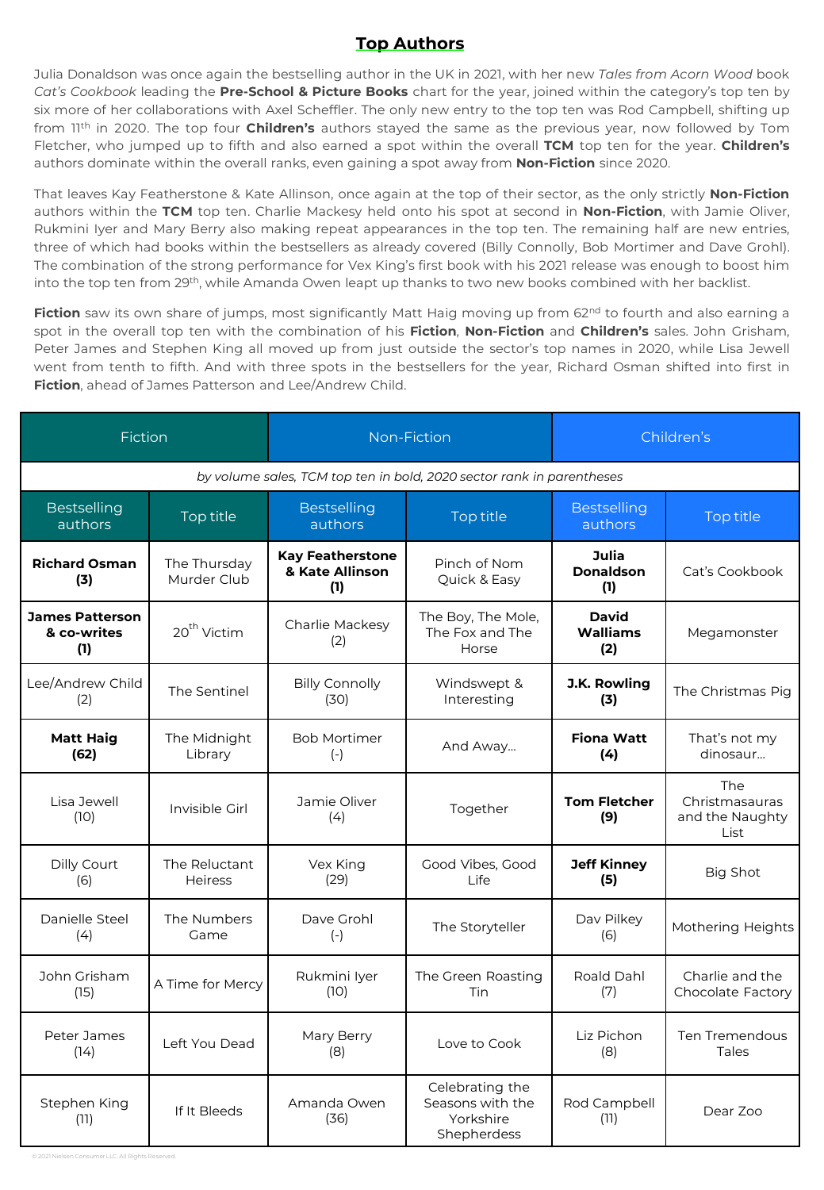# Top Authors

Julia Donaldson was once again the bestselling author in the UK in 2021, with her new *Tales from Acorn Wood* book *Cat's Cookbook* leading the **Pre-School & Picture Books** chart for the year, joined within the category's top ten by six more of her collaborations with Axel Scheffler. The only new entry to the top ten was Rod Campbell, shifting up from 11th in 2020. The top four **Children's** authors stayed the same as the previous year, now followed by Tom Fletcher, who jumped up to fifth and also earned a spot within the overall **TCM** top ten for the year. **Children's** authors dominate within the overall ranks, even gaining a spot away from **Non-Fiction** since 2020.

That leaves Kay Featherstone & Kate Allinson, once again at the top of their sector, as the only strictly **Non-Fiction** authors within the **TCM** top ten. Charlie Mackesy held onto his spot at second in **Non-Fiction**, with Jamie Oliver, Rukmini Iyer and Mary Berry also making repeat appearances in the top ten. The remaining half are new entries, three of which had books within the bestsellers as already covered (Billy Connolly, Bob Mortimer and Dave Grohl). The combination of the strong performance for Vex King's first book with his 2021 release was enough to boost him into the top ten from 29th, while Amanda Owen leapt up thanks to two new books combined with her backlist.

**Fiction** saw its own share of jumps, most significantly Matt Haig moving up from 62nd to fourth and also earning a spot in the overall top ten with the combination of his **Fiction**, **Non-Fiction** and **Children's** sales. John Grisham, Peter James and Stephen King all moved up from just outside the sector's top names in 2020, while Lisa Jewell went from tenth to fifth. And with three spots in the bestsellers for the year, Richard Osman shifted into first in **Fiction**, ahead of James Patterson and Lee/Andrew Child.

*by volume sales, TCM top ten in bold, 2020 sector rank in parentheses*

| Fiction | | Non-Fiction | | Children's | |
|---|---|---|---|---|---|
| Bestselling authors | Top title | Bestselling authors | Top title | Bestselling authors | Top title |
| **Richard Osman (3)** | The Thursday Murder Club | **Kay Featherstone & Kate Allinson (1)** | Pinch of Nom Quick & Easy | **Julia Donaldson (1)** | Cat's Cookbook |
| **James Patterson & co-writes (1)** | 20th Victim | Charlie Mackesy (2) | The Boy, The Mole, The Fox and The Horse | **David Walliams (2)** | Megamonster |
| Lee/Andrew Child (2) | The Sentinel | Billy Connolly (30) | Windswept & Interesting | **J.K. Rowling (3)** | The Christmas Pig |
| **Matt Haig (62)** | The Midnight Library | Bob Mortimer (-) | And Away... | **Fiona Watt (4)** | That's not my dinosaur... |
| Lisa Jewell (10) | Invisible Girl | Jamie Oliver (4) | Together | **Tom Fletcher (9)** | The Christmasauras and the Naughty List |
| Dilly Court (6) | The Reluctant Heiress | Vex King (29) | Good Vibes, Good Life | **Jeff Kinney (5)** | Big Shot |
| Danielle Steel (4) | The Numbers Game | Dave Grohl (-) | The Storyteller | Dav Pilkey (6) | Mothering Heights |
| John Grisham (15) | A Time for Mercy | Rukmini Iyer (10) | The Green Roasting Tin | Roald Dahl (7) | Charlie and the Chocolate Factory |
| Peter James (14) | Left You Dead | Mary Berry (8) | Love to Cook | Liz Pichon (8) | Ten Tremendous Tales |
| Stephen King (11) | If It Bleeds | Amanda Owen (36) | Celebrating the Seasons with the Yorkshire Shepherdess | Rod Campbell (11) | Dear Zoo |

© 2021 Nielsen Consumer LLC. All Rights Reserved.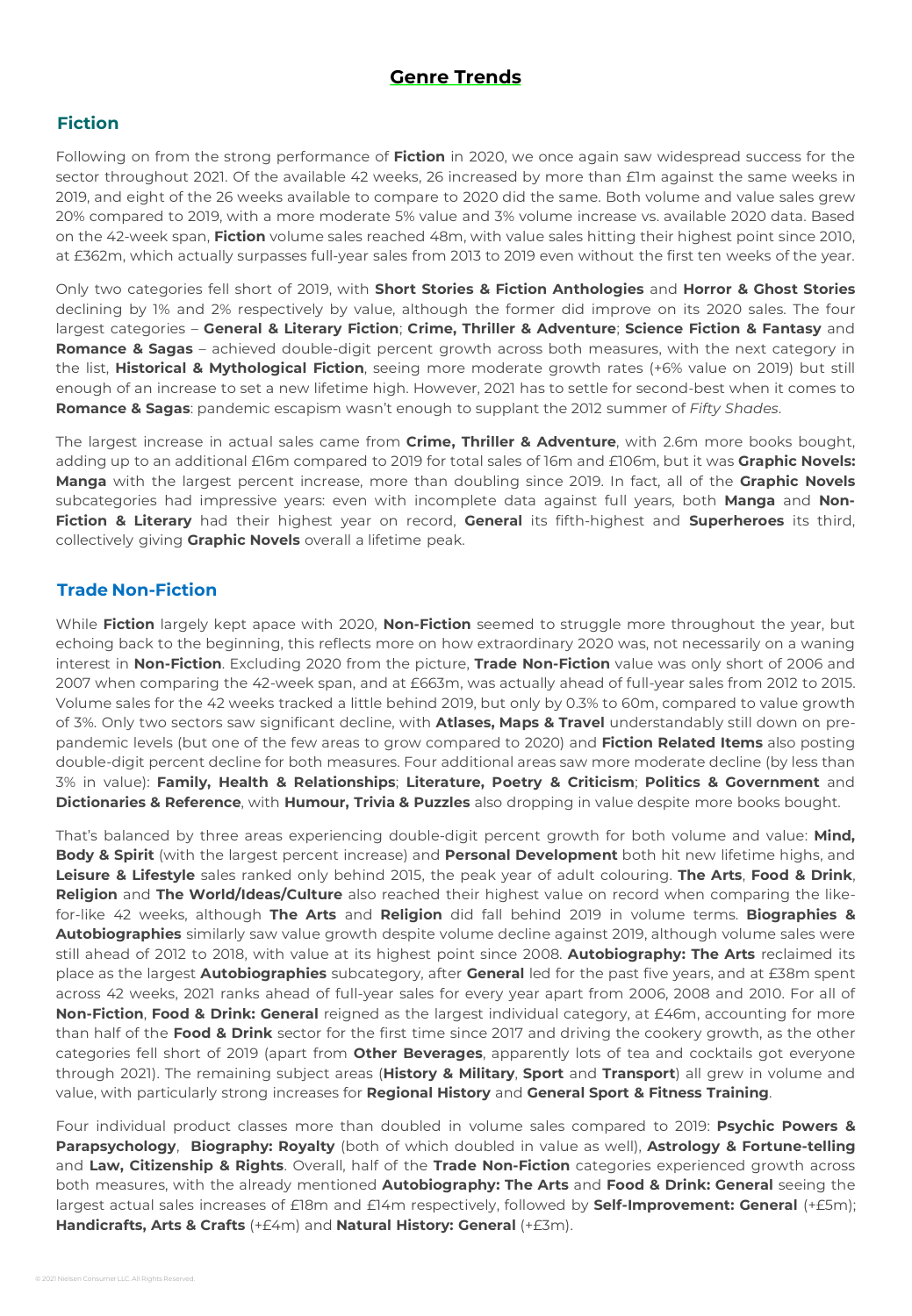# Genre Trends

## Fiction

Following on from the strong performance of **Fiction** in 2020, we once again saw widespread success for the sector throughout 2021. Of the available 42 weeks, 26 increased by more than £1m against the same weeks in 2019, and eight of the 26 weeks available to compare to 2020 did the same. Both volume and value sales grew 20% compared to 2019, with a more moderate 5% value and 3% volume increase vs. available 2020 data. Based on the 42-week span, **Fiction** volume sales reached 48m, with value sales hitting their highest point since 2010, at £362m, which actually surpasses full-year sales from 2013 to 2019 even without the first ten weeks of the year.

Only two categories fell short of 2019, with **Short Stories & Fiction Anthologies** and **Horror & Ghost Stories** declining by 1% and 2% respectively by value, although the former did improve on its 2020 sales. The four largest categories – **General & Literary Fiction**; **Crime, Thriller & Adventure**; **Science Fiction & Fantasy** and **Romance & Sagas** – achieved double-digit percent growth across both measures, with the next category in the list, **Historical & Mythological Fiction**, seeing more moderate growth rates (+6% value on 2019) but still enough of an increase to set a new lifetime high. However, 2021 has to settle for second-best when it comes to **Romance & Sagas**: pandemic escapism wasn't enough to supplant the 2012 summer of *Fifty Shades*.

The largest increase in actual sales came from **Crime, Thriller & Adventure**, with 2.6m more books bought, adding up to an additional £16m compared to 2019 for total sales of 16m and £106m, but it was **Graphic Novels: Manga** with the largest percent increase, more than doubling since 2019. In fact, all of the **Graphic Novels** subcategories had impressive years: even with incomplete data against full years, both **Manga** and **Non-Fiction & Literary** had their highest year on record, **General** its fifth-highest and **Superheroes** its third, collectively giving **Graphic Novels** overall a lifetime peak.

## Trade Non-Fiction

While **Fiction** largely kept apace with 2020, **Non-Fiction** seemed to struggle more throughout the year, but echoing back to the beginning, this reflects more on how extraordinary 2020 was, not necessarily on a waning interest in **Non-Fiction**. Excluding 2020 from the picture, **Trade Non-Fiction** value was only short of 2006 and 2007 when comparing the 42-week span, and at £663m, was actually ahead of full-year sales from 2012 to 2015. Volume sales for the 42 weeks tracked a little behind 2019, but only by 0.3% to 60m, compared to value growth of 3%. Only two sectors saw significant decline, with **Atlases, Maps & Travel** understandably still down on pre-pandemic levels (but one of the few areas to grow compared to 2020) and **Fiction Related Items** also posting double-digit percent decline for both measures. Four additional areas saw more moderate decline (by less than 3% in value): **Family, Health & Relationships**; **Literature, Poetry & Criticism**; **Politics & Government** and **Dictionaries & Reference**, with **Humour, Trivia & Puzzles** also dropping in value despite more books bought.

That's balanced by three areas experiencing double-digit percent growth for both volume and value: **Mind, Body & Spirit** (with the largest percent increase) and **Personal Development** both hit new lifetime highs, and **Leisure & Lifestyle** sales ranked only behind 2015, the peak year of adult colouring. **The Arts**, **Food & Drink**, **Religion** and **The World/Ideas/Culture** also reached their highest value on record when comparing the like-for-like 42 weeks, although **The Arts** and **Religion** did fall behind 2019 in volume terms. **Biographies & Autobiographies** similarly saw value growth despite volume decline against 2019, although volume sales were still ahead of 2012 to 2018, with value at its highest point since 2008. **Autobiography: The Arts** reclaimed its place as the largest **Autobiographies** subcategory, after **General** led for the past five years, and at £38m spent across 42 weeks, 2021 ranks ahead of full-year sales for every year apart from 2006, 2008 and 2010. For all of **Non-Fiction**, **Food & Drink: General** reigned as the largest individual category, at £46m, accounting for more than half of the **Food & Drink** sector for the first time since 2017 and driving the cookery growth, as the other categories fell short of 2019 (apart from **Other Beverages**, apparently lots of tea and cocktails got everyone through 2021). The remaining subject areas (**History & Military**, **Sport** and **Transport**) all grew in volume and value, with particularly strong increases for **Regional History** and **General Sport & Fitness Training**.

Four individual product classes more than doubled in volume sales compared to 2019: **Psychic Powers & Parapsychology**, **Biography: Royalty** (both of which doubled in value as well), **Astrology & Fortune-telling** and **Law, Citizenship & Rights**. Overall, half of the **Trade Non-Fiction** categories experienced growth across both measures, with the already mentioned **Autobiography: The Arts** and **Food & Drink: General** seeing the largest actual sales increases of £18m and £14m respectively, followed by **Self-Improvement: General** (+£5m); **Handicrafts, Arts & Crafts** (+£4m) and **Natural History: General** (+£3m).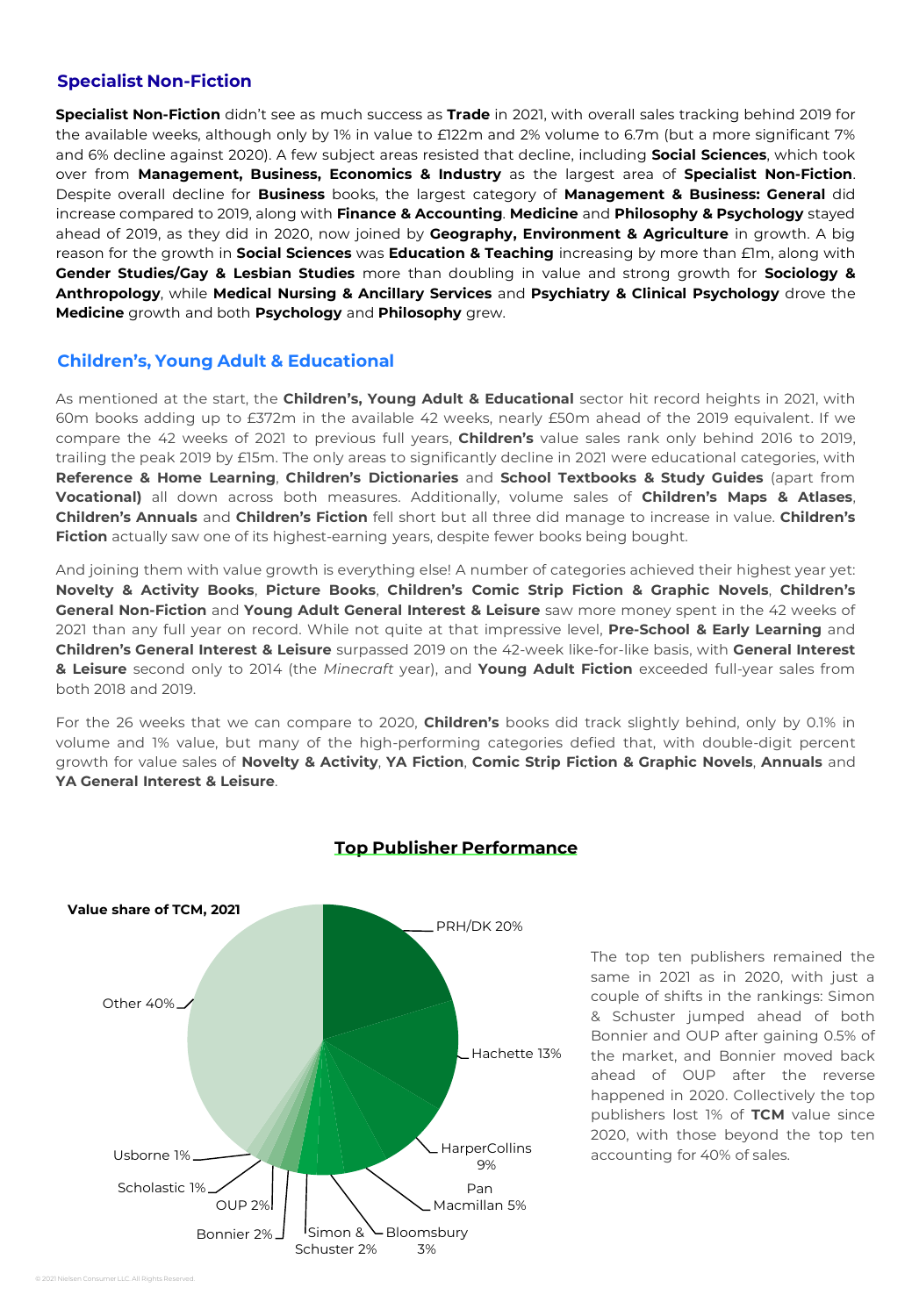## Specialist Non-Fiction

**Specialist Non-Fiction** didn't see as much success as **Trade** in 2021, with overall sales tracking behind 2019 for the available weeks, although only by 1% in value to £122m and 2% volume to 6.7m (but a more significant 7% and 6% decline against 2020). A few subject areas resisted that decline, including **Social Sciences**, which took over from **Management, Business, Economics & Industry** as the largest area of **Specialist Non-Fiction**. Despite overall decline for **Business** books, the largest category of **Management & Business: General** did increase compared to 2019, along with **Finance & Accounting**. **Medicine** and **Philosophy & Psychology** stayed ahead of 2019, as they did in 2020, now joined by **Geography, Environment & Agriculture** in growth. A big reason for the growth in **Social Sciences** was **Education & Teaching** increasing by more than £1m, along with **Gender Studies/Gay & Lesbian Studies** more than doubling in value and strong growth for **Sociology & Anthropology**, while **Medical Nursing & Ancillary Services** and **Psychiatry & Clinical Psychology** drove the **Medicine** growth and both **Psychology** and **Philosophy** grew.

## Children's, Young Adult & Educational

As mentioned at the start, the **Children's, Young Adult & Educational** sector hit record heights in 2021, with 60m books adding up to £372m in the available 42 weeks, nearly £50m ahead of the 2019 equivalent. If we compare the 42 weeks of 2021 to previous full years, **Children's** value sales rank only behind 2016 to 2019, trailing the peak 2019 by £15m. The only areas to significantly decline in 2021 were educational categories, with **Reference & Home Learning**, **Children's Dictionaries** and **School Textbooks & Study Guides** (apart from **Vocational)** all down across both measures. Additionally, volume sales of **Children's Maps & Atlases**, **Children's Annuals** and **Children's Fiction** fell short but all three did manage to increase in value. **Children's Fiction** actually saw one of its highest-earning years, despite fewer books being bought.

And joining them with value growth is everything else! A number of categories achieved their highest year yet: **Novelty & Activity Books**, **Picture Books**, **Children's Comic Strip Fiction & Graphic Novels**, **Children's General Non-Fiction** and **Young Adult General Interest & Leisure** saw more money spent in the 42 weeks of 2021 than any full year on record. While not quite at that impressive level, **Pre-School & Early Learning** and **Children's General Interest & Leisure** surpassed 2019 on the 42-week like-for-like basis, with **General Interest & Leisure** second only to 2014 (the *Minecraft* year), and **Young Adult Fiction** exceeded full-year sales from both 2018 and 2019.

For the 26 weeks that we can compare to 2020, **Children's** books did track slightly behind, only by 0.1% in volume and 1% value, but many of the high-performing categories defied that, with double-digit percent growth for value sales of **Novelty & Activity**, **YA Fiction**, **Comic Strip Fiction & Graphic Novels**, **Annuals** and **YA General Interest & Leisure**.

## Top Publisher Performance

**Value share of TCM, 2021**

| Publisher | Share |
|---|---|
| PRH/DK | 20% |
| Hachette | 13% |
| HarperCollins | 9% |
| Pan Macmillan | 5% |
| Bloomsbury | 3% |
| Simon & Schuster | 2% |
| Bonnier | 2% |
| OUP | 2% |
| Scholastic | 1% |
| Usborne | 1% |
| Other | 40% |

The top ten publishers remained the same in 2021 as in 2020, with just a couple of shifts in the rankings: Simon & Schuster jumped ahead of both Bonnier and OUP after gaining 0.5% of the market, and Bonnier moved back ahead of OUP after the reverse happened in 2020. Collectively the top publishers lost 1% of **TCM** value since 2020, with those beyond the top ten accounting for 40% of sales.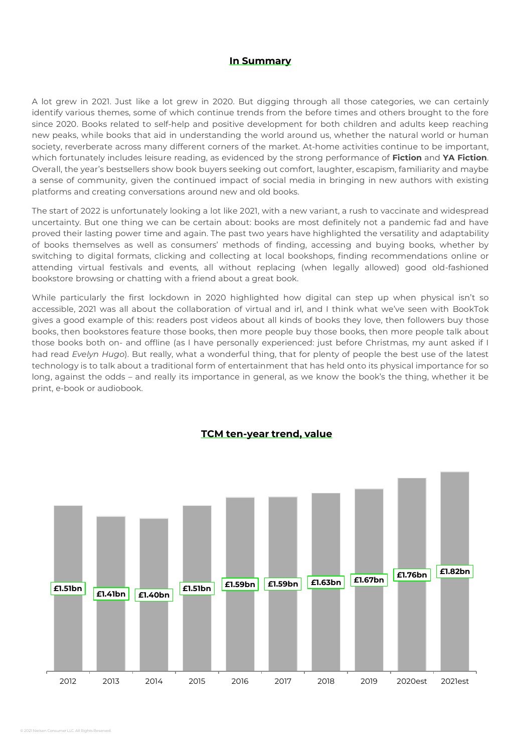## In Summary

A lot grew in 2021. Just like a lot grew in 2020. But digging through all those categories, we can certainly identify various themes, some of which continue trends from the before times and others brought to the fore since 2020. Books related to self-help and positive development for both children and adults keep reaching new peaks, while books that aid in understanding the world around us, whether the natural world or human society, reverberate across many different corners of the market. At-home activities continue to be important, which fortunately includes leisure reading, as evidenced by the strong performance of **Fiction** and **YA Fiction**. Overall, the year's bestsellers show book buyers seeking out comfort, laughter, escapism, familiarity and maybe a sense of community, given the continued impact of social media in bringing in new authors with existing platforms and creating conversations around new and old books.

The start of 2022 is unfortunately looking a lot like 2021, with a new variant, a rush to vaccinate and widespread uncertainty. But one thing we can be certain about: books are most definitely not a pandemic fad and have proved their lasting power time and again. The past two years have highlighted the versatility and adaptability of books themselves as well as consumers' methods of finding, accessing and buying books, whether by switching to digital formats, clicking and collecting at local bookshops, finding recommendations online or attending virtual festivals and events, all without replacing (when legally allowed) good old-fashioned bookstore browsing or chatting with a friend about a great book.

While particularly the first lockdown in 2020 highlighted how digital can step up when physical isn't so accessible, 2021 was all about the collaboration of virtual and irl, and I think what we've seen with BookTok gives a good example of this: readers post videos about all kinds of books they love, then followers buy those books, then bookstores feature those books, then more people buy those books, then more people talk about those books both on- and offline (as I have personally experienced: just before Christmas, my aunt asked if I had read *Evelyn Hugo*). But really, what a wonderful thing, that for plenty of people the best use of the latest technology is to talk about a traditional form of entertainment that has held onto its physical importance for so long, against the odds – and really its importance in general, as we know the book's the thing, whether it be print, e-book or audiobook.

### TCM ten-year trend, value

£1.51bn
£1.41bn
£1.40bn
£1.51bn
£1.59bn
£1.59bn
£1.63bn
£1.67bn
£1.76bn
£1.82bn

2012
2013
2014
2015
2016
2017
2018
2019
2020est
2021est